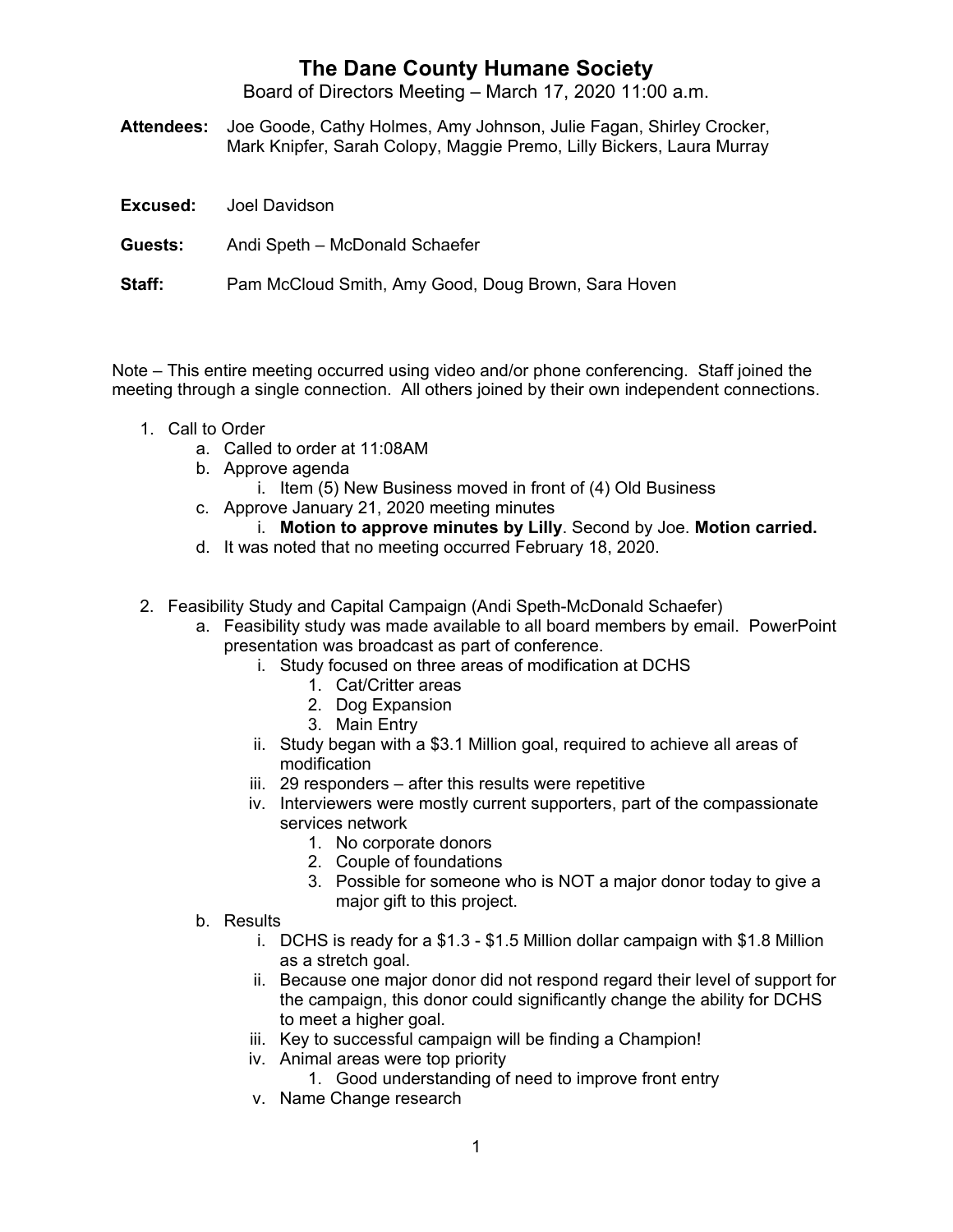# The Dane County Humane Society

Board of Directors Meeting – March 17, 2020 11:00 a.m.

**Attendees:** Joe Goode, Cathy Holmes, Amy Johnson, Julie Fagan, Shirley Crocker, Mark Knipfer, Sarah Colopy, Maggie Premo, Lilly Bickers, Laura Murray

**Excused:** Joel Davidson

**Guests:** Andi Speth – McDonald Schaefer

**Staff:** Pam McCloud Smith, Amy Good, Doug Brown, Sara Hoven

Note – This entire meeting occurred using video and/or phone conferencing. Staff joined the meeting through a single connection. All others joined by their own independent connections.

1. Call to Order
    a. Called to order at 11:08AM
    b. Approve agenda
        i. Item (5) New Business moved in front of (4) Old Business
    c. Approve January 21, 2020 meeting minutes
        i. **Motion to approve minutes by Lilly**. Second by Joe. **Motion carried.**
    d. It was noted that no meeting occurred February 18, 2020.

2. Feasibility Study and Capital Campaign (Andi Speth-McDonald Schaefer)
    a. Feasibility study was made available to all board members by email. PowerPoint presentation was broadcast as part of conference.
        i. Study focused on three areas of modification at DCHS
            1. Cat/Critter areas
            2. Dog Expansion
            3. Main Entry
        ii. Study began with a $3.1 Million goal, required to achieve all areas of modification
        iii. 29 responders – after this results were repetitive
        iv. Interviewers were mostly current supporters, part of the compassionate services network
            1. No corporate donors
            2. Couple of foundations
            3. Possible for someone who is NOT a major donor today to give a major gift to this project.
    b. Results
        i. DCHS is ready for a $1.3 - $1.5 Million dollar campaign with $1.8 Million as a stretch goal.
        ii. Because one major donor did not respond regard their level of support for the campaign, this donor could significantly change the ability for DCHS to meet a higher goal.
        iii. Key to successful campaign will be finding a Champion!
        iv. Animal areas were top priority
            1. Good understanding of need to improve front entry
        v. Name Change research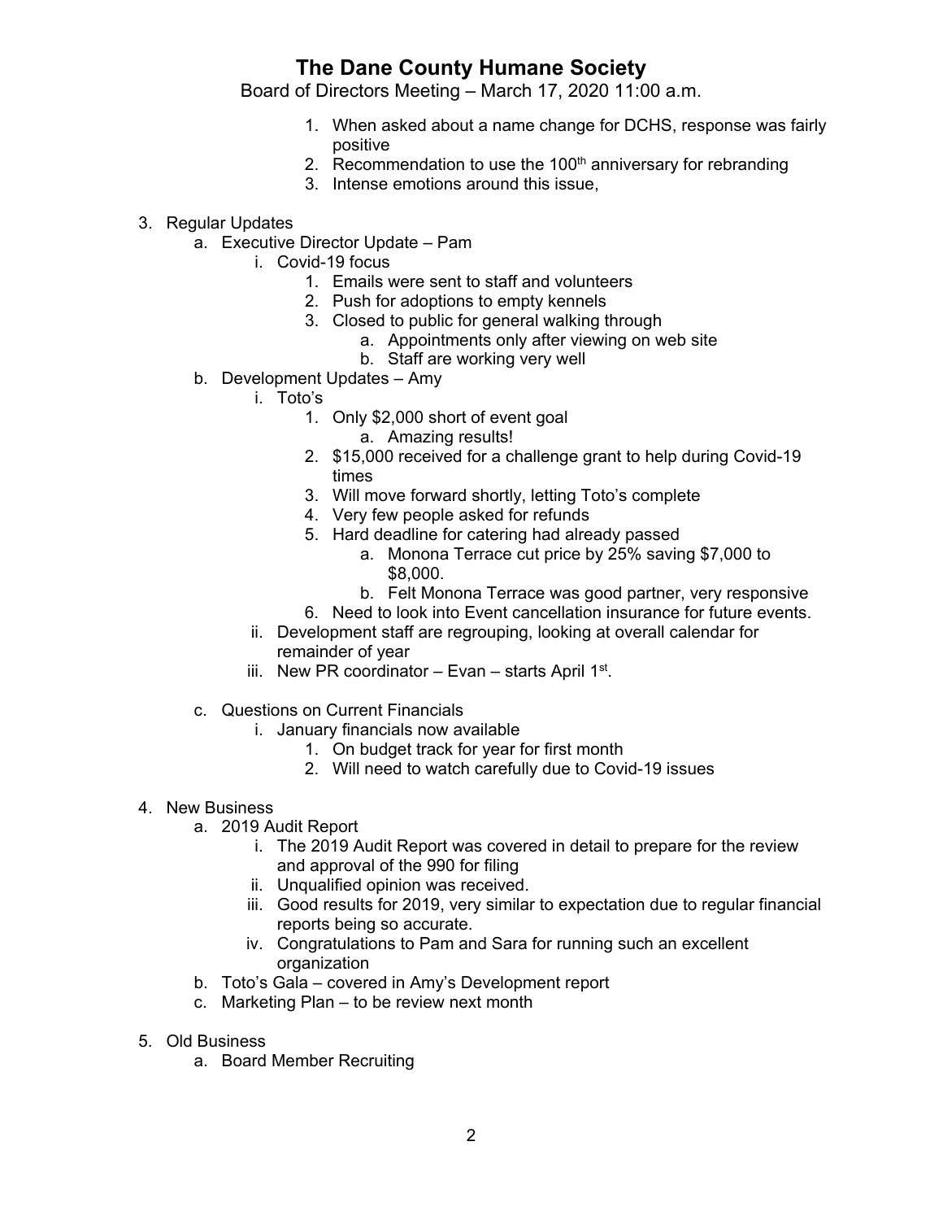# The Dane County Humane Society

Board of Directors Meeting – March 17, 2020 11:00 a.m.

1. When asked about a name change for DCHS, response was fairly positive
2. Recommendation to use the 100th anniversary for rebranding
3. Intense emotions around this issue,

3. Regular Updates
   a. Executive Director Update – Pam
      i. Covid-19 focus
         1. Emails were sent to staff and volunteers
         2. Push for adoptions to empty kennels
         3. Closed to public for general walking through
            a. Appointments only after viewing on web site
            b. Staff are working very well
   b. Development Updates – Amy
      i. Toto's
         1. Only $2,000 short of event goal
            a. Amazing results!
         2. $15,000 received for a challenge grant to help during Covid-19 times
         3. Will move forward shortly, letting Toto's complete
         4. Very few people asked for refunds
         5. Hard deadline for catering had already passed
            a. Monona Terrace cut price by 25% saving $7,000 to $8,000.
            b. Felt Monona Terrace was good partner, very responsive
         6. Need to look into Event cancellation insurance for future events.
      ii. Development staff are regrouping, looking at overall calendar for remainder of year
      iii. New PR coordinator – Evan – starts April 1st.
   c. Questions on Current Financials
      i. January financials now available
         1. On budget track for year for first month
         2. Will need to watch carefully due to Covid-19 issues

4. New Business
   a. 2019 Audit Report
      i. The 2019 Audit Report was covered in detail to prepare for the review and approval of the 990 for filing
      ii. Unqualified opinion was received.
      iii. Good results for 2019, very similar to expectation due to regular financial reports being so accurate.
      iv. Congratulations to Pam and Sara for running such an excellent organization
   b. Toto's Gala – covered in Amy's Development report
   c. Marketing Plan – to be review next month

5. Old Business
   a. Board Member Recruiting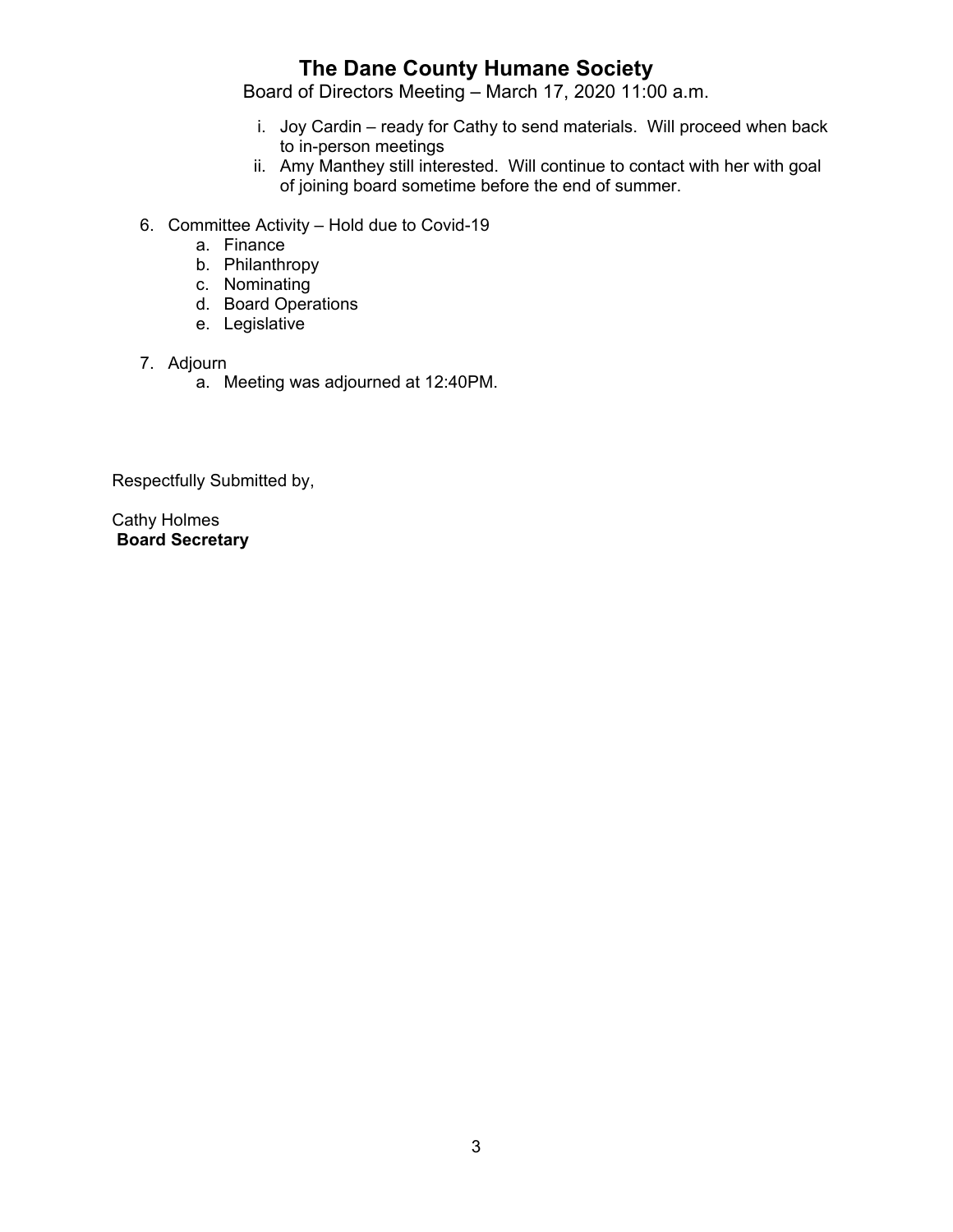i. Joy Cardin – ready for Cathy to send materials. Will proceed when back to in-person meetings
ii. Amy Manthey still interested. Will continue to contact with her with goal of joining board sometime before the end of summer.

6. Committee Activity – Hold due to Covid-19
   a. Finance
   b. Philanthropy
   c. Nominating
   d. Board Operations
   e. Legislative

7. Adjourn
   a. Meeting was adjourned at 12:40PM.

Respectfully Submitted by,

Cathy Holmes
**Board Secretary**